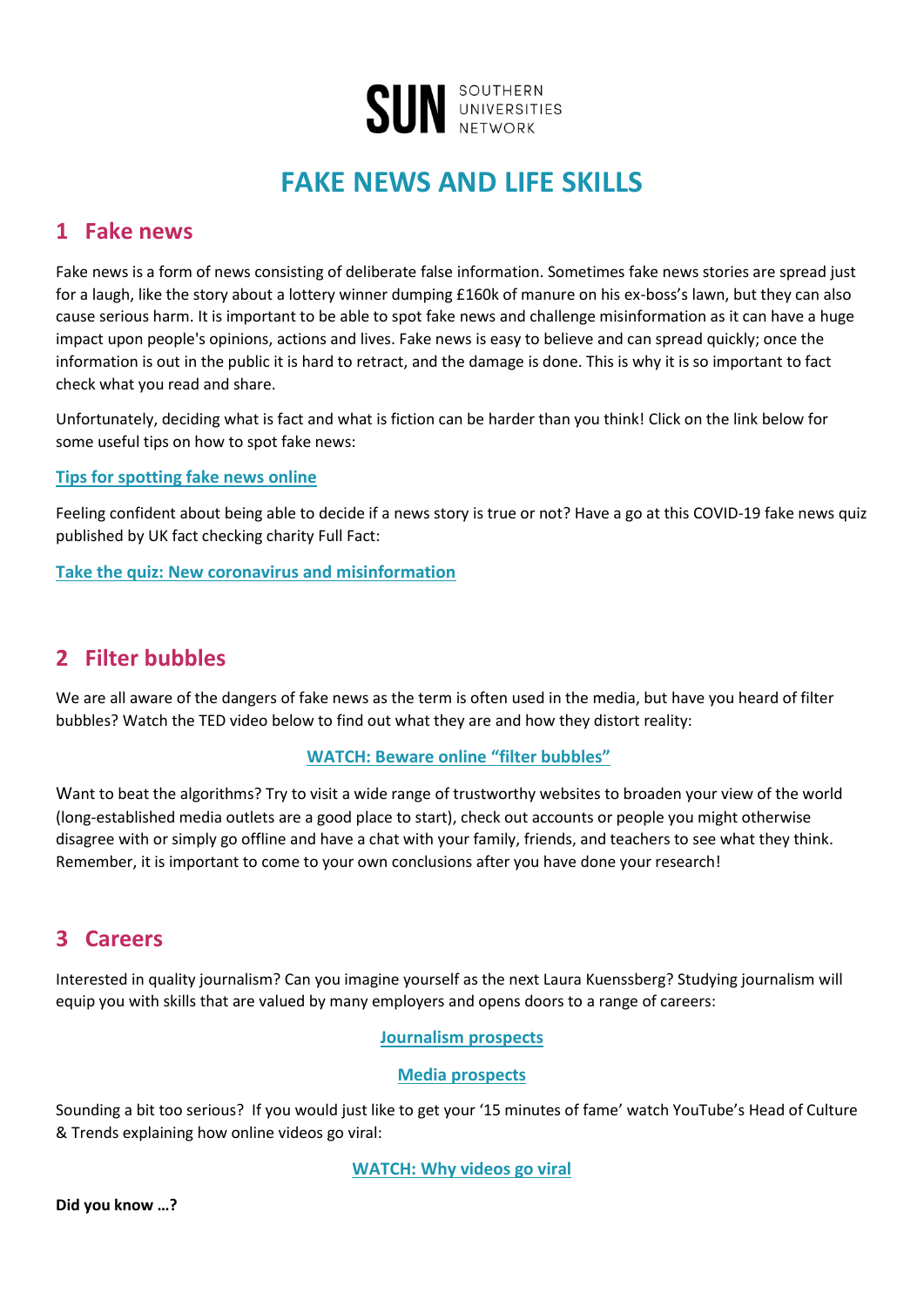SUN SOUTHERN UNIVERSITIES NETWORK

# FAKE NEWS AND LIFE SKILLS

## 1 Fake news

Fake news is a form of news consisting of deliberate false information. Sometimes fake news stories are spread just for a laugh, like the story about a lottery winner dumping £160k of manure on his ex-boss's lawn, but they can also cause serious harm. It is important to be able to spot fake news and challenge misinformation as it can have a huge impact upon people's opinions, actions and lives. Fake news is easy to believe and can spread quickly; once the information is out in the public it is hard to retract, and the damage is done. This is why it is so important to fact check what you read and share.

Unfortunately, deciding what is fact and what is fiction can be harder than you think! Click on the link below for some useful tips on how to spot fake news:

**Tips for spotting fake news online**

Feeling confident about being able to decide if a news story is true or not? Have a go at this COVID-19 fake news quiz published by UK fact checking charity Full Fact:

**Take the quiz: New coronavirus and misinformation**

## 2 Filter bubbles

We are all aware of the dangers of fake news as the term is often used in the media, but have you heard of filter bubbles? Watch the TED video below to find out what they are and how they distort reality:

**WATCH: Beware online "filter bubbles"**

Want to beat the algorithms? Try to visit a wide range of trustworthy websites to broaden your view of the world (long-established media outlets are a good place to start), check out accounts or people you might otherwise disagree with or simply go offline and have a chat with your family, friends, and teachers to see what they think. Remember, it is important to come to your own conclusions after you have done your research!

## 3 Careers

Interested in quality journalism? Can you imagine yourself as the next Laura Kuenssberg? Studying journalism will equip you with skills that are valued by many employers and opens doors to a range of careers:

**Journalism prospects**

**Media prospects**

Sounding a bit too serious? If you would just like to get your '15 minutes of fame' watch YouTube's Head of Culture & Trends explaining how online videos go viral:

**WATCH: Why videos go viral**

**Did you know …?**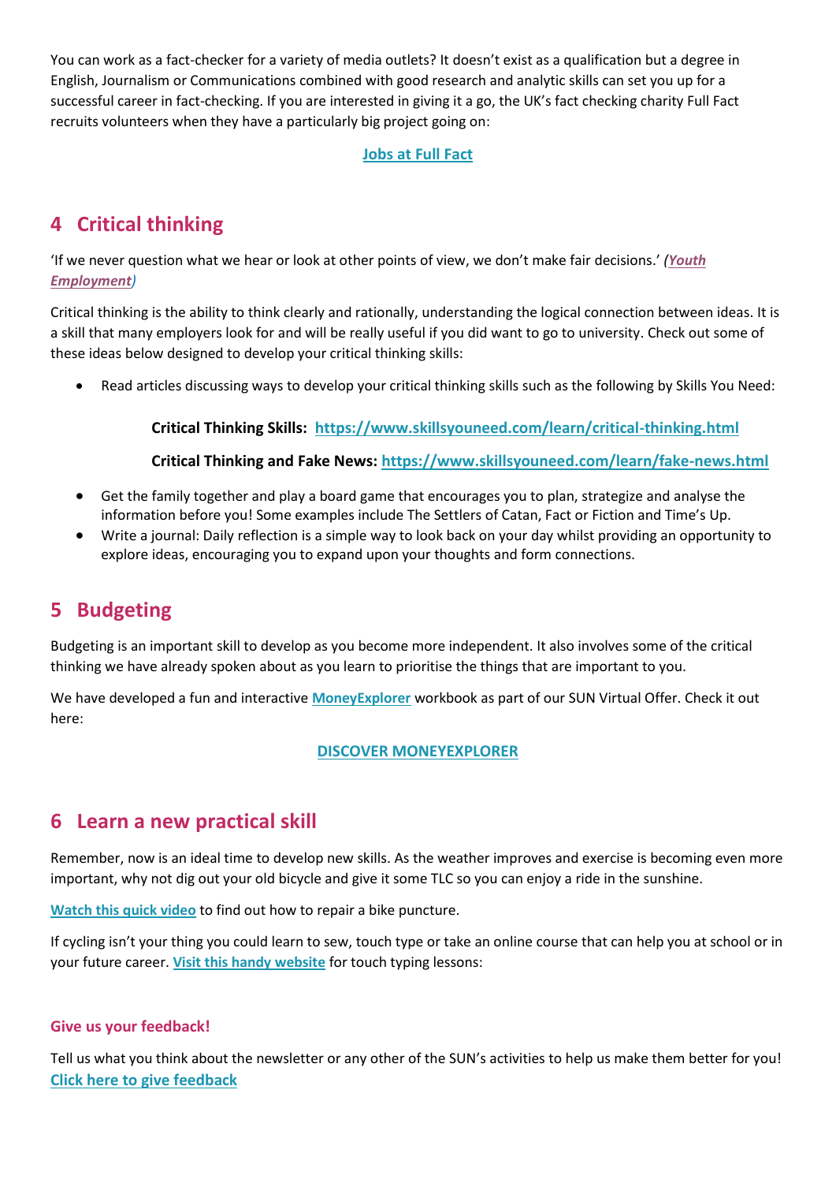You can work as a fact-checker for a variety of media outlets? It doesn't exist as a qualification but a degree in English, Journalism or Communications combined with good research and analytic skills can set you up for a successful career in fact-checking. If you are interested in giving it a go, the UK's fact checking charity Full Fact recruits volunteers when they have a particularly big project going on:

**Jobs at Full Fact**

## 4 Critical thinking

'If we never question what we hear or look at other points of view, we don't make fair decisions.' *(**Youth Employment**)*

Critical thinking is the ability to think clearly and rationally, understanding the logical connection between ideas. It is a skill that many employers look for and will be really useful if you did want to go to university. Check out some of these ideas below designed to develop your critical thinking skills:

- Read articles discussing ways to develop your critical thinking skills such as the following by Skills You Need:

  **Critical Thinking Skills: https://www.skillsyouneed.com/learn/critical-thinking.html**

  **Critical Thinking and Fake News: https://www.skillsyouneed.com/learn/fake-news.html**

- Get the family together and play a board game that encourages you to plan, strategize and analyse the information before you! Some examples include The Settlers of Catan, Fact or Fiction and Time's Up.
- Write a journal: Daily reflection is a simple way to look back on your day whilst providing an opportunity to explore ideas, encouraging you to expand upon your thoughts and form connections.

## 5 Budgeting

Budgeting is an important skill to develop as you become more independent. It also involves some of the critical thinking we have already spoken about as you learn to prioritise the things that are important to you.

We have developed a fun and interactive **MoneyExplorer** workbook as part of our SUN Virtual Offer. Check it out here:

**DISCOVER MONEYEXPLORER**

## 6 Learn a new practical skill

Remember, now is an ideal time to develop new skills. As the weather improves and exercise is becoming even more important, why not dig out your old bicycle and give it some TLC so you can enjoy a ride in the sunshine.

**Watch this quick video** to find out how to repair a bike puncture.

If cycling isn't your thing you could learn to sew, touch type or take an online course that can help you at school or in your future career. **Visit this handy website** for touch typing lessons:

**Give us your feedback!**

Tell us what you think about the newsletter or any other of the SUN's activities to help us make them better for you! **Click here to give feedback**